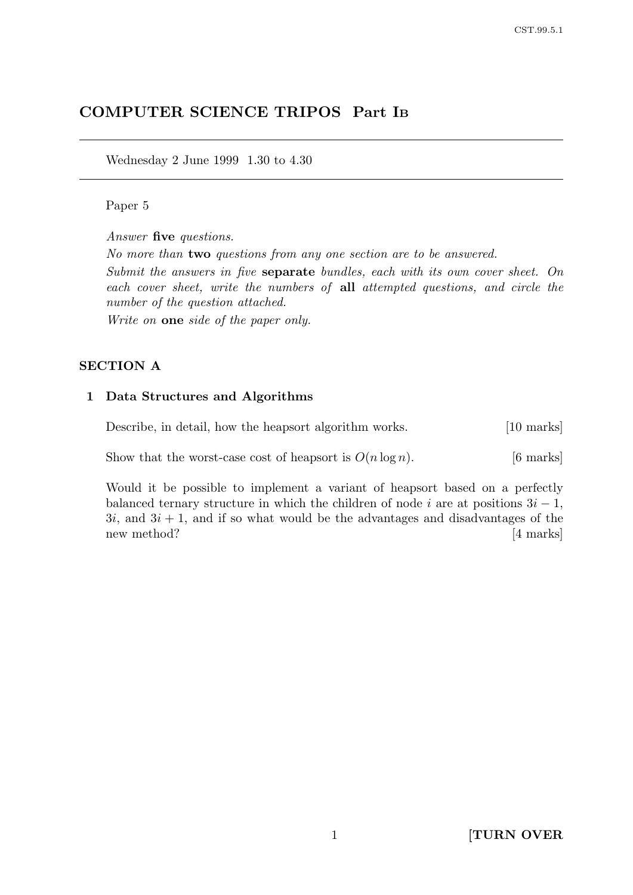# COMPUTER SCIENCE TRIPOS Part IB

Wednesday 2 June 1999 1.30 to 4.30

Paper 5

*Answer* **five** *questions.*

*No more than* **two** *questions from any one section are to be answered.*

*Submit the answers in five* **separate** *bundles, each with its own cover sheet. On each cover sheet, write the numbers of* **all** *attempted questions, and circle the number of the question attached.*

*Write on* **one** *side of the paper only.*

## SECTION A

### 1 Data Structures and Algorithms

Describe, in detail, how the heapsort algorithm works. [10 marks]

Show that the worst-case cost of heapsort is $O(n \log n)$. [6 marks]

Would it be possible to implement a variant of heapsort based on a perfectly balanced ternary structure in which the children of node $i$ are at positions $3i - 1$, $3i$, and $3i + 1$, and if so what would be the advantages and disadvantages of the new method? [4 marks]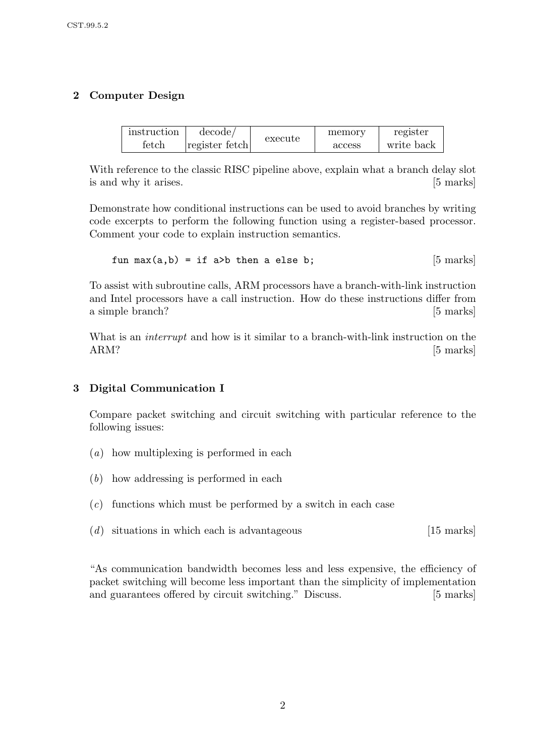## 2 Computer Design

| instruction fetch | decode/ register fetch | execute | memory access | register write back |
|---|---|---|---|---|

With reference to the classic RISC pipeline above, explain what a branch delay slot is and why it arises. [5 marks]

Demonstrate how conditional instructions can be used to avoid branches by writing code excerpts to perform the following function using a register-based processor. Comment your code to explain instruction semantics.

```
fun max(a,b) = if a>b then a else b;
```

[5 marks]

To assist with subroutine calls, ARM processors have a branch-with-link instruction and Intel processors have a call instruction. How do these instructions differ from a simple branch? [5 marks]

What is an *interrupt* and how is it similar to a branch-with-link instruction on the ARM? [5 marks]

## 3 Digital Communication I

Compare packet switching and circuit switching with particular reference to the following issues:

(*a*) how multiplexing is performed in each

(*b*) how addressing is performed in each

(*c*) functions which must be performed by a switch in each case

(*d*) situations in which each is advantageous [15 marks]

"As communication bandwidth becomes less and less expensive, the efficiency of packet switching will become less important than the simplicity of implementation and guarantees offered by circuit switching." Discuss. [5 marks]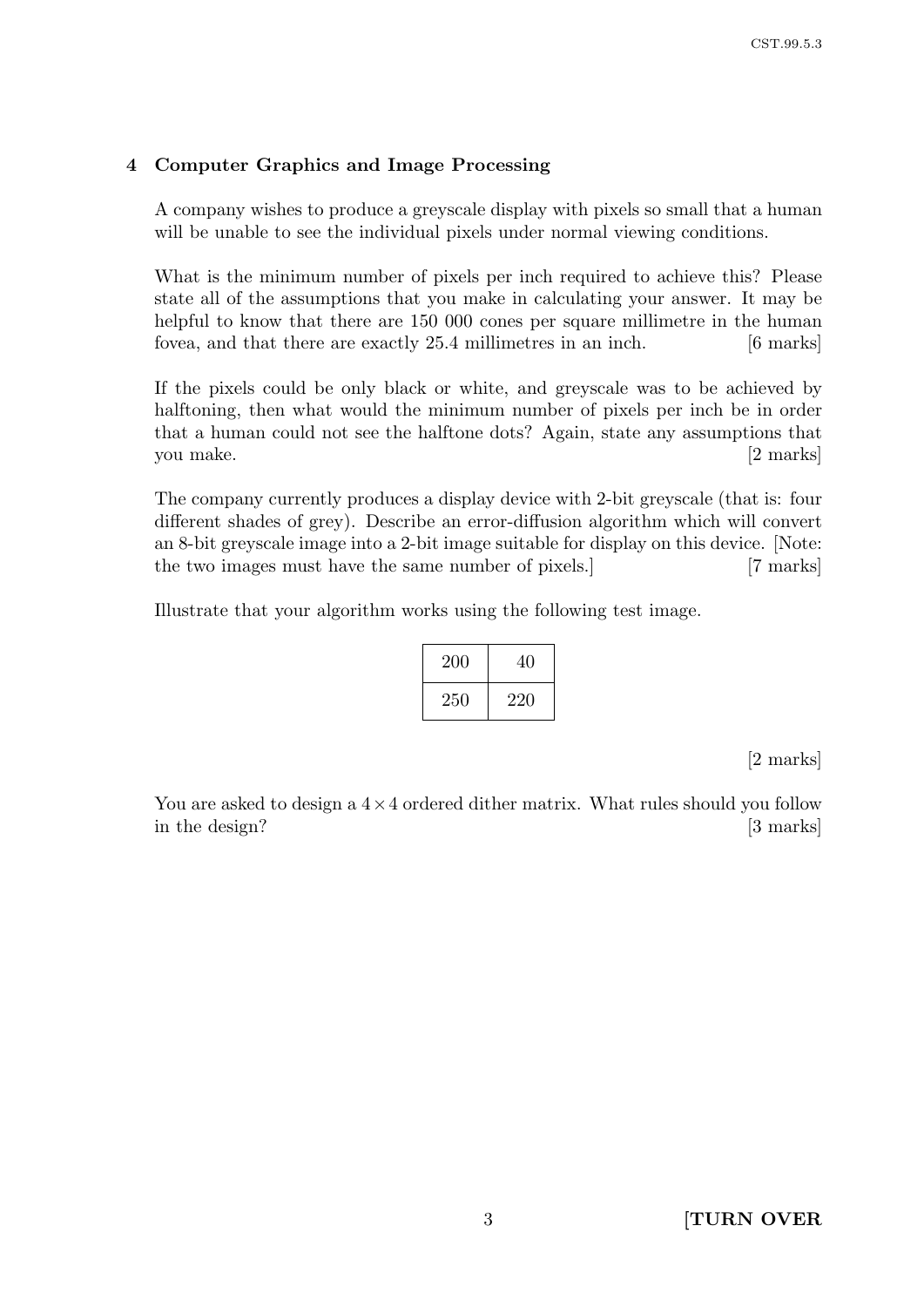## 4 Computer Graphics and Image Processing

A company wishes to produce a greyscale display with pixels so small that a human will be unable to see the individual pixels under normal viewing conditions.

What is the minimum number of pixels per inch required to achieve this? Please state all of the assumptions that you make in calculating your answer. It may be helpful to know that there are 150 000 cones per square millimetre in the human fovea, and that there are exactly 25.4 millimetres in an inch. [6 marks]

If the pixels could be only black or white, and greyscale was to be achieved by halftoning, then what would the minimum number of pixels per inch be in order that a human could not see the halftone dots? Again, state any assumptions that you make. [2 marks]

The company currently produces a display device with 2-bit greyscale (that is: four different shades of grey). Describe an error-diffusion algorithm which will convert an 8-bit greyscale image into a 2-bit image suitable for display on this device. [Note: the two images must have the same number of pixels.] [7 marks]

Illustrate that your algorithm works using the following test image.

| | |
|---|---|
| 200 | 40 |
| 250 | 220 |

[2 marks]

You are asked to design a $4 \times 4$ ordered dither matrix. What rules should you follow in the design? [3 marks]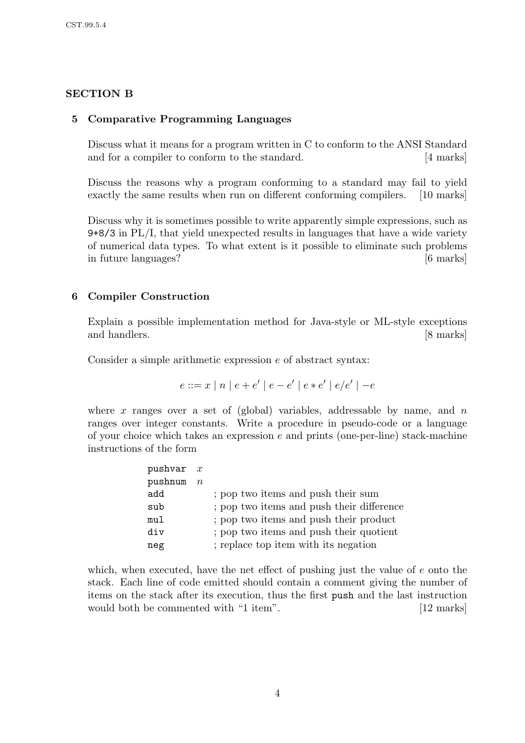## SECTION B

### 5 Comparative Programming Languages

Discuss what it means for a program written in C to conform to the ANSI Standard and for a compiler to conform to the standard. [4 marks]

Discuss the reasons why a program conforming to a standard may fail to yield exactly the same results when run on different conforming compilers. [10 marks]

Discuss why it is sometimes possible to write apparently simple expressions, such as `9+8/3` in PL/I, that yield unexpected results in languages that have a wide variety of numerical data types. To what extent is it possible to eliminate such problems in future languages? [6 marks]

### 6 Compiler Construction

Explain a possible implementation method for Java-style or ML-style exceptions and handlers. [8 marks]

Consider a simple arithmetic expression $e$ of abstract syntax:

$$e ::= x \mid n \mid e + e' \mid e - e' \mid e * e' \mid e/e' \mid -e$$

where $x$ ranges over a set of (global) variables, addressable by name, and $n$ ranges over integer constants. Write a procedure in pseudo-code or a language of your choice which takes an expression $e$ and prints (one-per-line) stack-machine instructions of the form

```
pushvar  x
pushnum  n
add          ; pop two items and push their sum
sub          ; pop two items and push their difference
mul          ; pop two items and push their product
div          ; pop two items and push their quotient
neg          ; replace top item with its negation
```

which, when executed, have the net effect of pushing just the value of $e$ onto the stack. Each line of code emitted should contain a comment giving the number of items on the stack after its execution, thus the first `push` and the last instruction would both be commented with "1 item". [12 marks]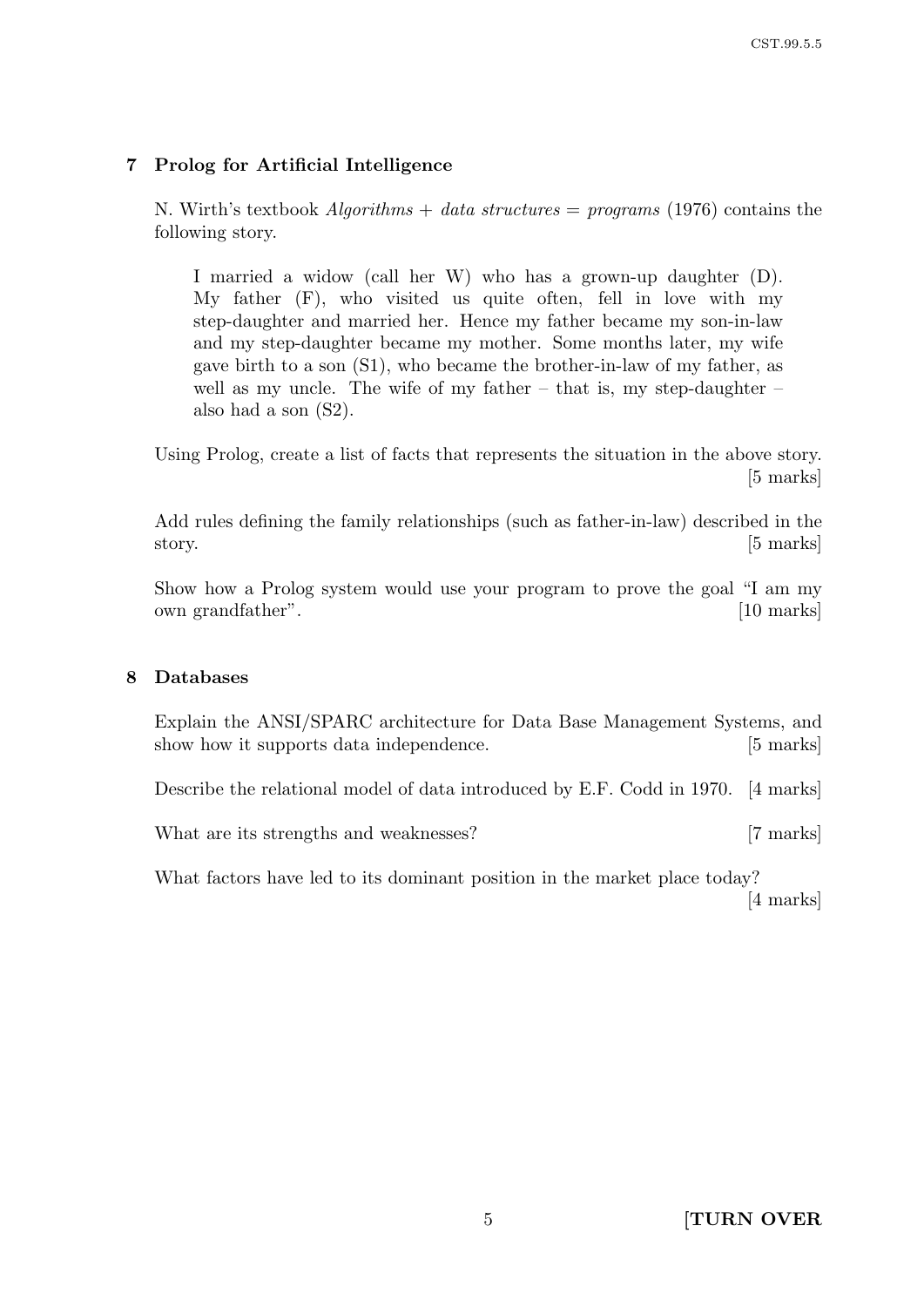## 7 Prolog for Artificial Intelligence

N. Wirth's textbook *Algorithms + data structures = programs* (1976) contains the following story.

> I married a widow (call her W) who has a grown-up daughter (D). My father (F), who visited us quite often, fell in love with my step-daughter and married her. Hence my father became my son-in-law and my step-daughter became my mother. Some months later, my wife gave birth to a son (S1), who became the brother-in-law of my father, as well as my uncle. The wife of my father – that is, my step-daughter – also had a son (S2).

Using Prolog, create a list of facts that represents the situation in the above story. [5 marks]

Add rules defining the family relationships (such as father-in-law) described in the story. [5 marks]

Show how a Prolog system would use your program to prove the goal "I am my own grandfather". [10 marks]

## 8 Databases

Explain the ANSI/SPARC architecture for Data Base Management Systems, and show how it supports data independence. [5 marks]

Describe the relational model of data introduced by E.F. Codd in 1970. [4 marks]

What are its strengths and weaknesses? [7 marks]

What factors have led to its dominant position in the market place today? [4 marks]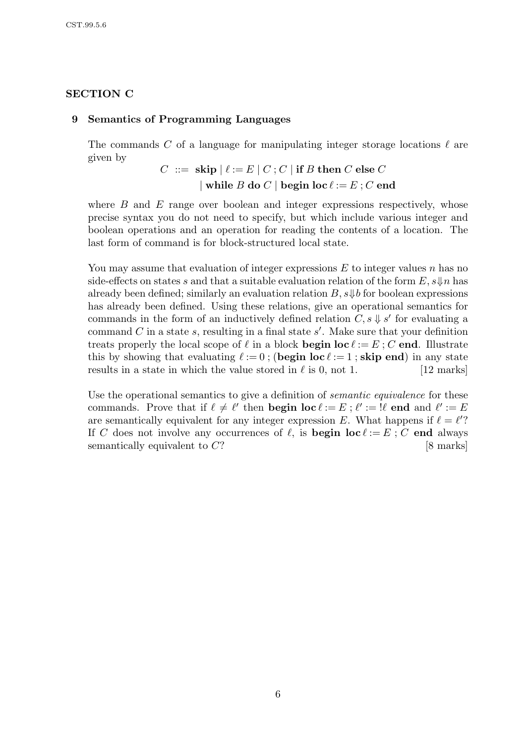## SECTION C

### 9 Semantics of Programming Languages

The commands $C$ of a language for manipulating integer storage locations $\ell$ are given by

$$C \ ::= \ \textbf{skip} \mid \ell := E \mid C \,;\, C \mid \textbf{if } B \textbf{ then } C \textbf{ else } C$$
$$\mid \textbf{while } B \textbf{ do } C \mid \textbf{begin loc}\, \ell := E \,;\, C \textbf{ end}$$

where $B$ and $E$ range over boolean and integer expressions respectively, whose precise syntax you do not need to specify, but which include various integer and boolean operations and an operation for reading the contents of a location. The last form of command is for block-structured local state.

You may assume that evaluation of integer expressions $E$ to integer values $n$ has no side-effects on states $s$ and that a suitable evaluation relation of the form $E, s \Downarrow n$ has already been defined; similarly an evaluation relation $B, s \Downarrow b$ for boolean expressions has already been defined. Using these relations, give an operational semantics for commands in the form of an inductively defined relation $C, s \Downarrow s'$ for evaluating a command $C$ in a state $s$, resulting in a final state $s'$. Make sure that your definition treats properly the local scope of $\ell$ in a block **begin loc** $\ell := E$ ; $C$ **end**. Illustrate this by showing that evaluating $\ell := 0$ ; (**begin loc** $\ell := 1$ ; **skip end**) in any state results in a state in which the value stored in $\ell$ is 0, not 1. [12 marks]

Use the operational semantics to give a definition of *semantic equivalence* for these commands. Prove that if $\ell \neq \ell'$ then **begin loc** $\ell := E$ ; $\ell' := !\ell$ **end** and $\ell' := E$ are semantically equivalent for any integer expression $E$. What happens if $\ell = \ell'$? If $C$ does not involve any occurrences of $\ell$, is **begin loc** $\ell := E$ ; $C$ **end** always semantically equivalent to $C$? [8 marks]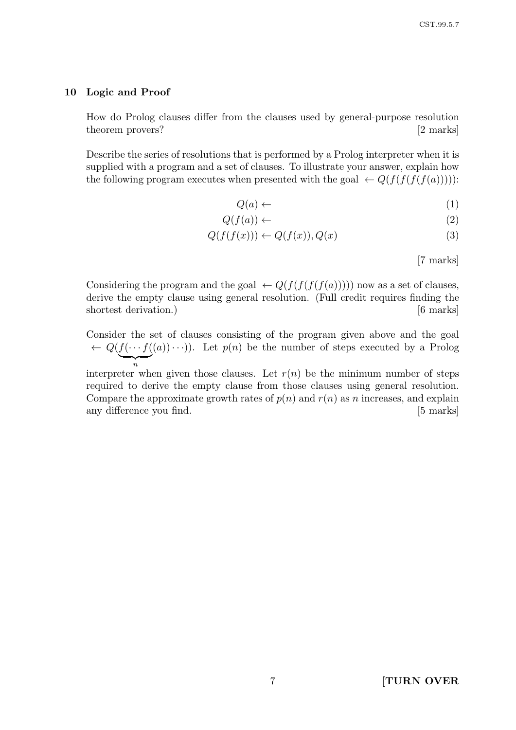## 10 Logic and Proof

How do Prolog clauses differ from the clauses used by general-purpose resolution theorem provers? [2 marks]

Describe the series of resolutions that is performed by a Prolog interpreter when it is supplied with a program and a set of clauses. To illustrate your answer, explain how the following program executes when presented with the goal $\leftarrow Q(f(f(f(f(a)))))$:

$$Q(a) \leftarrow \tag{1}$$

$$Q(f(a)) \leftarrow \tag{2}$$

$$Q(f(f(x))) \leftarrow Q(f(x)), Q(x) \tag{3}$$

[7 marks]

Considering the program and the goal $\leftarrow Q(f(f(f(f(a)))))$ now as a set of clauses, derive the empty clause using general resolution. (Full credit requires finding the shortest derivation.) [6 marks]

Consider the set of clauses consisting of the program given above and the goal $\leftarrow Q(\underbrace{f(\cdots f(}_{n}(a))\cdots))$. Let $p(n)$ be the number of steps executed by a Prolog interpreter when given those clauses. Let $r(n)$ be the minimum number of steps required to derive the empty clause from those clauses using general resolution. Compare the approximate growth rates of $p(n)$ and $r(n)$ as $n$ increases, and explain any difference you find. [5 marks]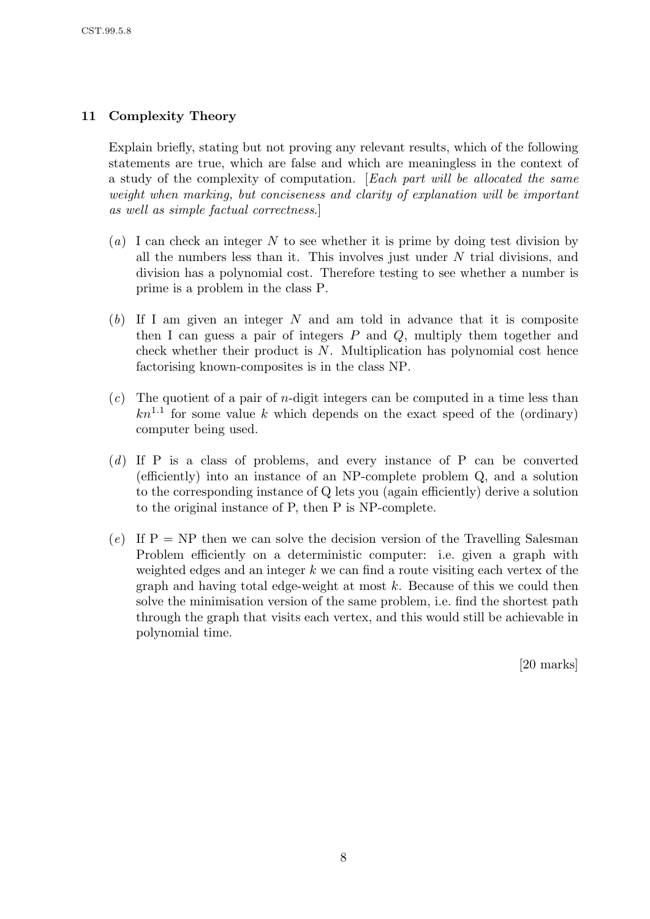## 11 Complexity Theory

Explain briefly, stating but not proving any relevant results, which of the following statements are true, which are false and which are meaningless in the context of a study of the complexity of computation. [*Each part will be allocated the same weight when marking, but conciseness and clarity of explanation will be important as well as simple factual correctness.*]

(*a*) I can check an integer $N$ to see whether it is prime by doing test division by all the numbers less than it. This involves just under $N$ trial divisions, and division has a polynomial cost. Therefore testing to see whether a number is prime is a problem in the class P.

(*b*) If I am given an integer $N$ and am told in advance that it is composite then I can guess a pair of integers $P$ and $Q$, multiply them together and check whether their product is $N$. Multiplication has polynomial cost hence factorising known-composites is in the class NP.

(*c*) The quotient of a pair of $n$-digit integers can be computed in a time less than $kn^{1.1}$ for some value $k$ which depends on the exact speed of the (ordinary) computer being used.

(*d*) If P is a class of problems, and every instance of P can be converted (efficiently) into an instance of an NP-complete problem Q, and a solution to the corresponding instance of Q lets you (again efficiently) derive a solution to the original instance of P, then P is NP-complete.

(*e*) If P = NP then we can solve the decision version of the Travelling Salesman Problem efficiently on a deterministic computer: i.e. given a graph with weighted edges and an integer $k$ we can find a route visiting each vertex of the graph and having total edge-weight at most $k$. Because of this we could then solve the minimisation version of the same problem, i.e. find the shortest path through the graph that visits each vertex, and this would still be achievable in polynomial time.

[20 marks]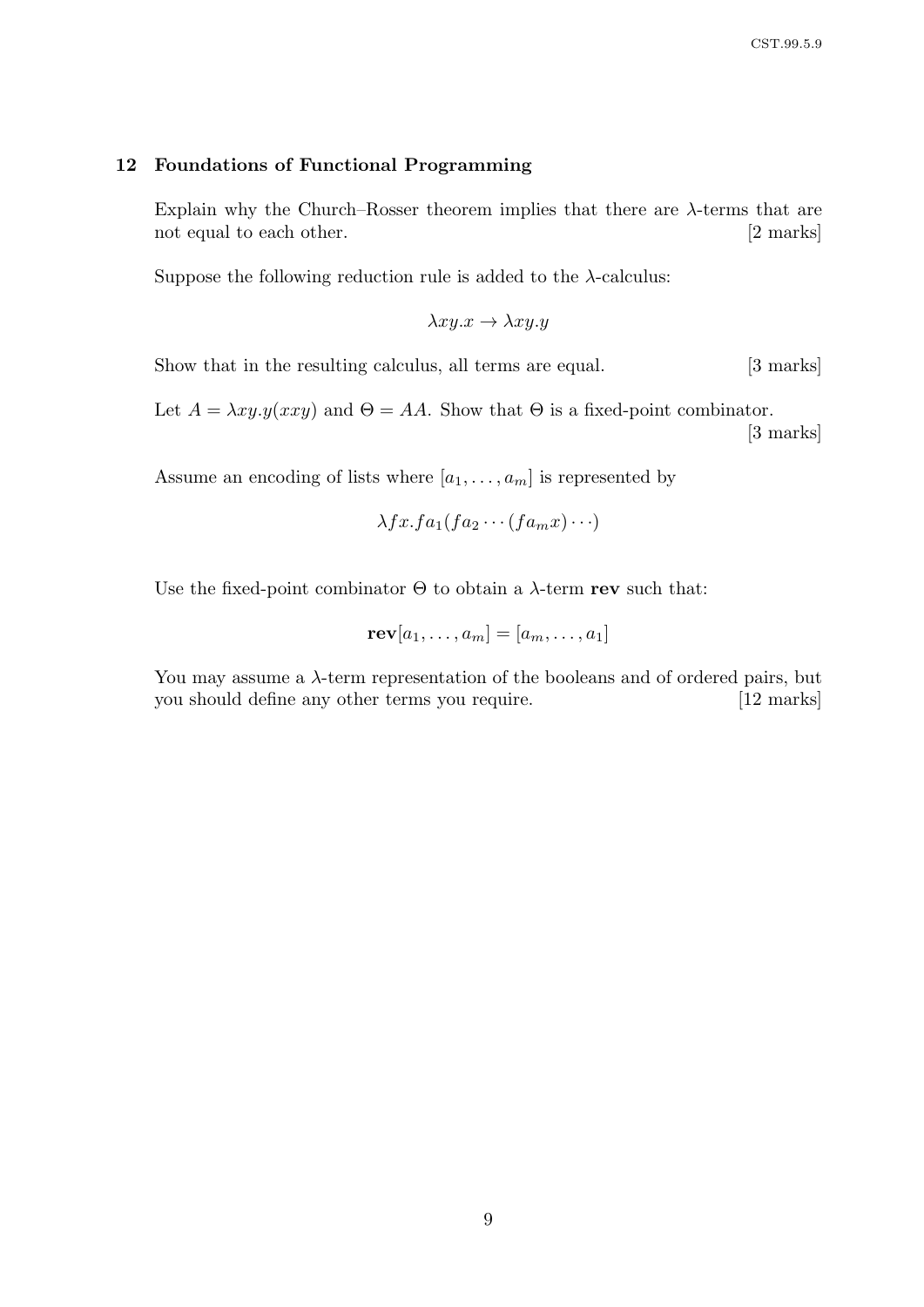## 12 Foundations of Functional Programming

Explain why the Church–Rosser theorem implies that there are $\lambda$-terms that are not equal to each other. [2 marks]

Suppose the following reduction rule is added to the $\lambda$-calculus:

$$\lambda xy.x \rightarrow \lambda xy.y$$

Show that in the resulting calculus, all terms are equal. [3 marks]

Let $A = \lambda xy.y(xxy)$ and $\Theta = AA$. Show that $\Theta$ is a fixed-point combinator. [3 marks]

Assume an encoding of lists where $[a_1, \ldots, a_m]$ is represented by

$$\lambda fx.fa_1(fa_2 \cdots (fa_m x) \cdots)$$

Use the fixed-point combinator $\Theta$ to obtain a $\lambda$-term **rev** such that:

$$\mathbf{rev}[a_1, \ldots, a_m] = [a_m, \ldots, a_1]$$

You may assume a $\lambda$-term representation of the booleans and of ordered pairs, but you should define any other terms you require. [12 marks]